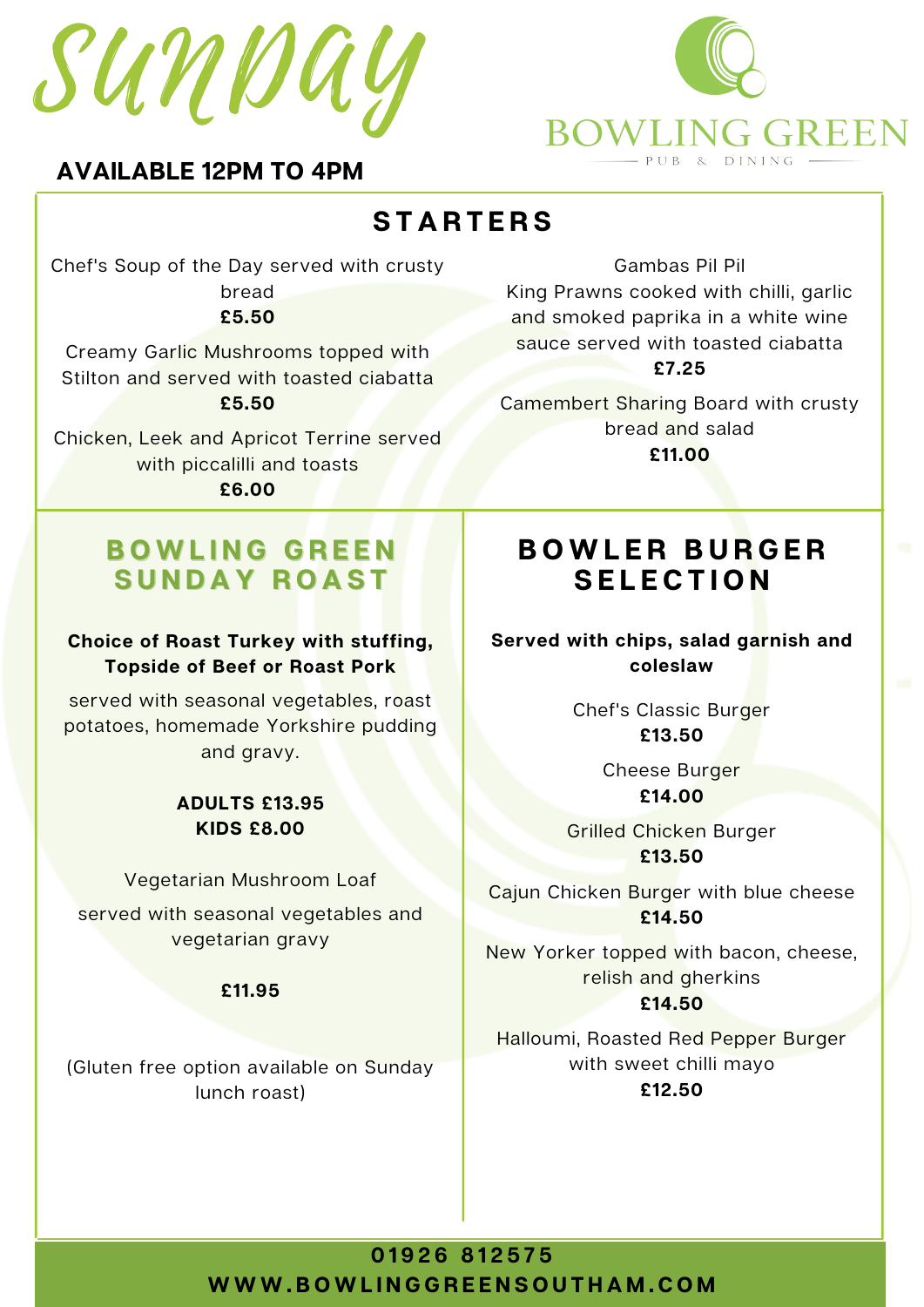# SUNDAY

**AVAILABLE 12PM TO 4PM**

BOWLING GREEN
PUB & DINING

## STARTERS

Chef's Soup of the Day served with crusty bread
**£5.50**

Creamy Garlic Mushrooms topped with Stilton and served with toasted ciabatta
**£5.50**

Chicken, Leek and Apricot Terrine served with piccalilli and toasts
**£6.00**

Gambas Pil Pil
King Prawns cooked with chilli, garlic and smoked paprika in a white wine sauce served with toasted ciabatta
**£7.25**

Camembert Sharing Board with crusty bread and salad
**£11.00**

## BOWLING GREEN SUNDAY ROAST

**Choice of Roast Turkey with stuffing, Topside of Beef or Roast Pork**

served with seasonal vegetables, roast potatoes, homemade Yorkshire pudding and gravy.

**ADULTS £13.95**
**KIDS £8.00**

Vegetarian Mushroom Loaf

served with seasonal vegetables and vegetarian gravy

**£11.95**

(Gluten free option available on Sunday lunch roast)

## BOWLER BURGER SELECTION

**Served with chips, salad garnish and coleslaw**

Chef's Classic Burger
**£13.50**

Cheese Burger
**£14.00**

Grilled Chicken Burger
**£13.50**

Cajun Chicken Burger with blue cheese
**£14.50**

New Yorker topped with bacon, cheese, relish and gherkins
**£14.50**

Halloumi, Roasted Red Pepper Burger with sweet chilli mayo
**£12.50**

**01926 812575**
**WWW.BOWLINGGREENSOUTHAM.COM**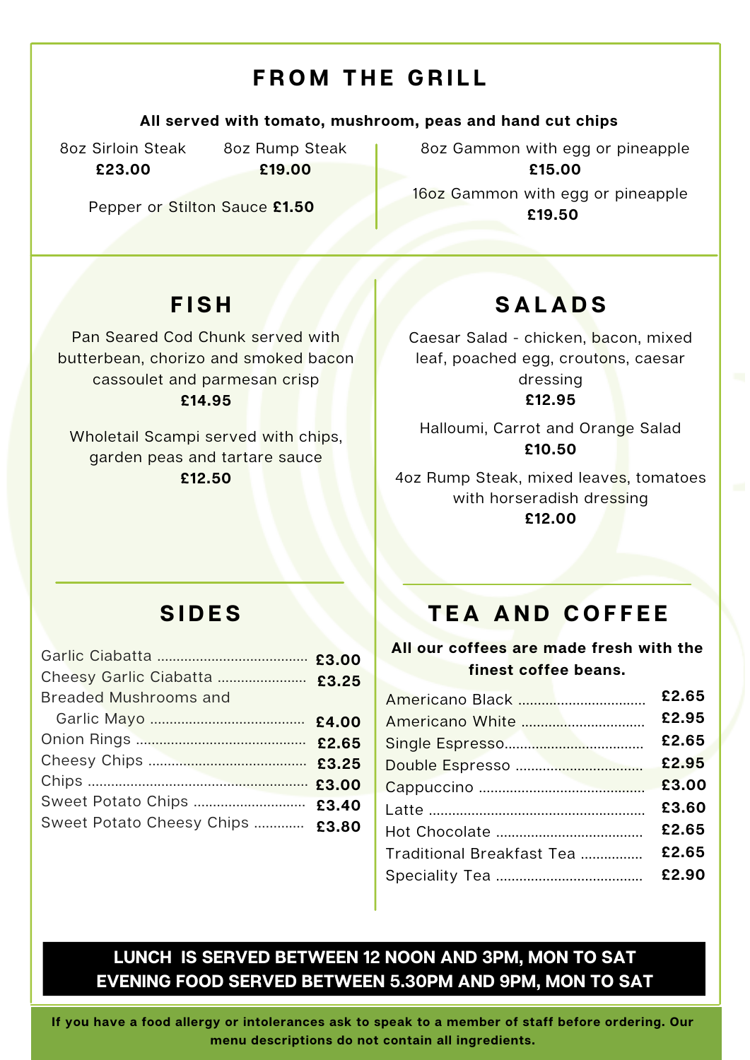## FROM THE GRILL

**All served with tomato, mushroom, peas and hand cut chips**

8oz Sirloin Steak
**£23.00**

8oz Rump Steak
**£19.00**

Pepper or Stilton Sauce **£1.50**

8oz Gammon with egg or pineapple
**£15.00**

16oz Gammon with egg or pineapple
**£19.50**

## FISH

Pan Seared Cod Chunk served with butterbean, chorizo and smoked bacon cassoulet and parmesan crisp
**£14.95**

Wholetail Scampi served with chips, garden peas and tartare sauce
**£12.50**

## SALADS

Caesar Salad - chicken, bacon, mixed leaf, poached egg, croutons, caesar dressing
**£12.95**

Halloumi, Carrot and Orange Salad
**£10.50**

4oz Rump Steak, mixed leaves, tomatoes with horseradish dressing
**£12.00**

## SIDES

| | |
|---|---|
| Garlic Ciabatta | **£3.00** |
| Cheesy Garlic Ciabatta | **£3.25** |
| Breaded Mushrooms and Garlic Mayo | **£4.00** |
| Onion Rings | **£2.65** |
| Cheesy Chips | **£3.25** |
| Chips | **£3.00** |
| Sweet Potato Chips | **£3.40** |
| Sweet Potato Cheesy Chips | **£3.80** |

## TEA AND COFFEE

**All our coffees are made fresh with the finest coffee beans.**

| | |
|---|---|
| Americano Black | **£2.65** |
| Americano White | **£2.95** |
| Single Espresso | **£2.65** |
| Double Espresso | **£2.95** |
| Cappuccino | **£3.00** |
| Latte | **£3.60** |
| Hot Chocolate | **£2.65** |
| Traditional Breakfast Tea | **£2.65** |
| Speciality Tea | **£2.90** |

**LUNCH IS SERVED BETWEEN 12 NOON AND 3PM, MON TO SAT**
**EVENING FOOD SERVED BETWEEN 5.30PM AND 9PM, MON TO SAT**

**If you have a food allergy or intolerances ask to speak to a member of staff before ordering. Our menu descriptions do not contain all ingredients.**